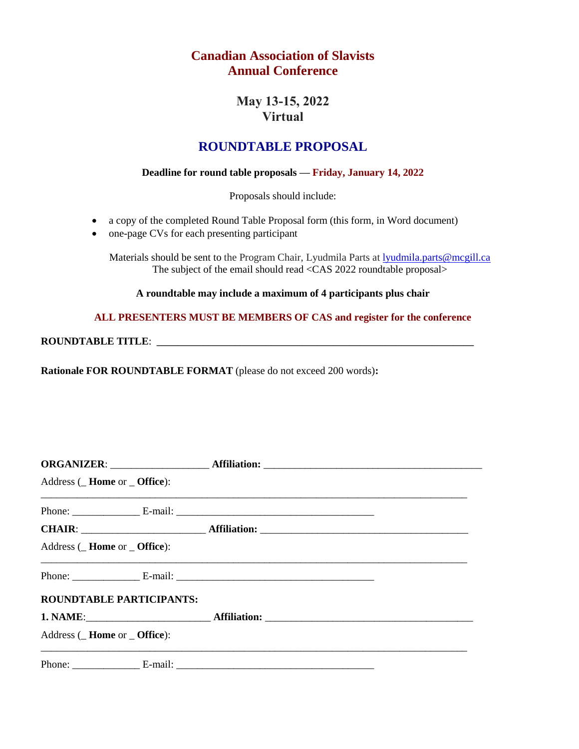# Canadian Association of Slavists
# Annual Conference

## May 13-15, 2022
## Virtual

## ROUNDTABLE PROPOSAL

**Deadline for round table proposals — Friday, January 14, 2022**

Proposals should include:

- a copy of the completed Round Table Proposal form (this form, in Word document)
- one-page CVs for each presenting participant

Materials should be sent to the Program Chair, Lyudmila Parts at lyudmila.parts@mcgill.ca
The subject of the email should read <CAS 2022 roundtable proposal>

**A roundtable may include a maximum of 4 participants plus chair**

**ALL PRESENTERS MUST BE MEMBERS OF CAS and register for the conference**

**ROUNDTABLE TITLE**: ______________________________________________________________

**Rationale FOR ROUNDTABLE FORMAT** (please do not exceed 200 words)**:**

**ORGANIZER**: __________________ **Affiliation:** ________________________________________

Address (_ **Home** or _ **Office**):

_________________________________________________________________________________

Phone: ____________ E-mail: ____________________________________

**CHAIR**: _______________________ **Affiliation:** ______________________________________

Address (_ **Home** or _ **Office**):

_________________________________________________________________________________

Phone: ____________ E-mail: ____________________________________

**ROUNDTABLE PARTICIPANTS:**

**1. NAME**:_______________________ **Affiliation:** ______________________________________

Address (_ **Home** or _ **Office**):

_________________________________________________________________________________

Phone: ____________ E-mail: ____________________________________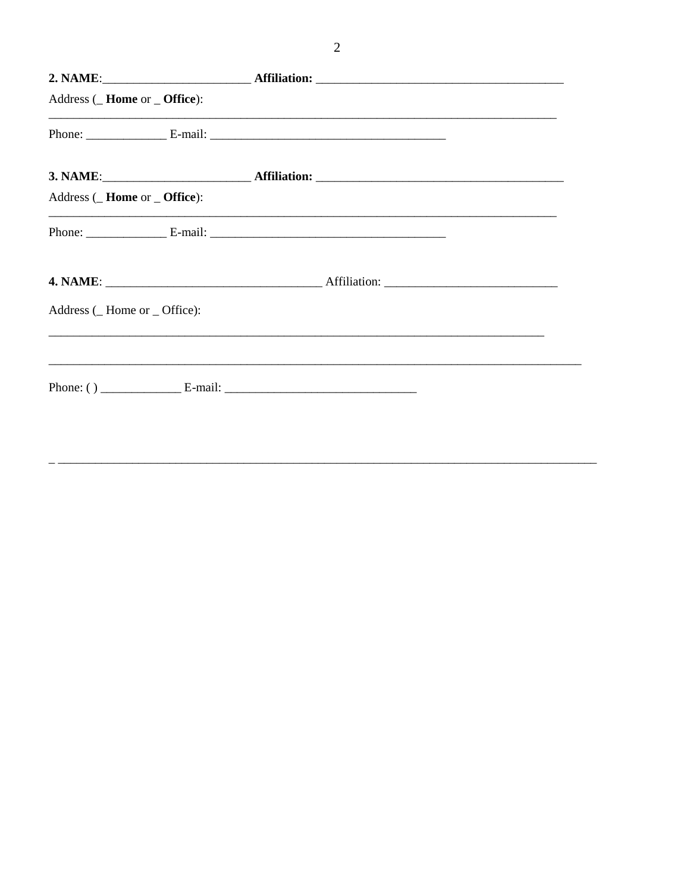**2. NAME**:________________________ **Affiliation:** ________________________________________

Address (_ **Home** or _ **Office**):

__________________________________________________________________________________

Phone: _____________ E-mail: ______________________________________

**3. NAME**:________________________ **Affiliation:** ________________________________________

Address (_ **Home** or _ **Office**):

__________________________________________________________________________________

Phone: _____________ E-mail: ______________________________________

**4. NAME**: __________________________________ Affiliation: ____________________________

Address (_ Home or _ Office):

________________________________________________________________________________

____________________________________________________________________________________

Phone: ( ) _____________ E-mail: _______________________________

_ ________________________________________________________________________________________